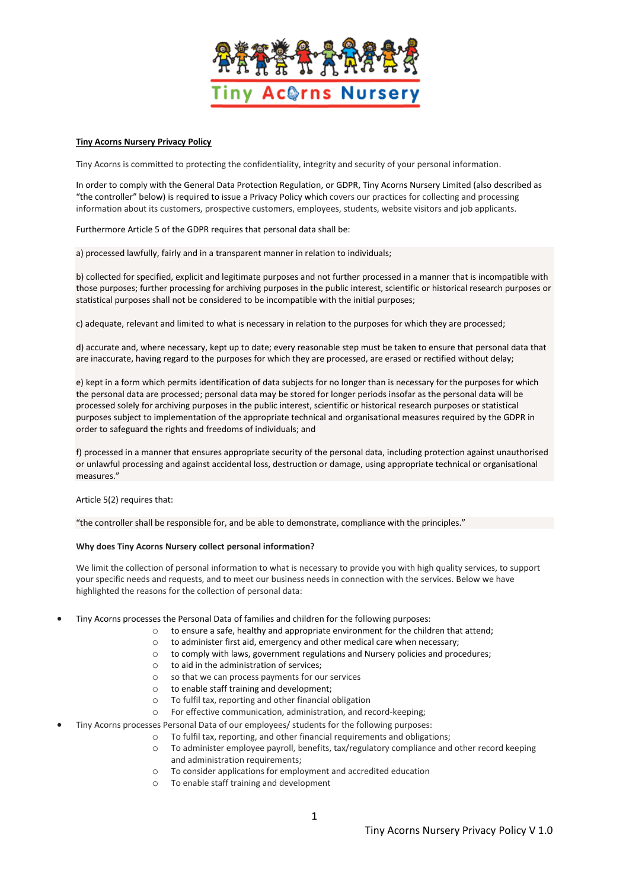**Tiny Acorns Nursery Privacy Policy**

Tiny Acorns is committed to protecting the confidentiality, integrity and security of your personal information.

In order to comply with the General Data Protection Regulation, or GDPR, Tiny Acorns Nursery Limited (also described as "the controller" below) is required to issue a Privacy Policy which covers our practices for collecting and processing information about its customers, prospective customers, employees, students, website visitors and job applicants.

Furthermore Article 5 of the GDPR requires that personal data shall be:

a) processed lawfully, fairly and in a transparent manner in relation to individuals;

b) collected for specified, explicit and legitimate purposes and not further processed in a manner that is incompatible with those purposes; further processing for archiving purposes in the public interest, scientific or historical research purposes or statistical purposes shall not be considered to be incompatible with the initial purposes;

c) adequate, relevant and limited to what is necessary in relation to the purposes for which they are processed;

d) accurate and, where necessary, kept up to date; every reasonable step must be taken to ensure that personal data that are inaccurate, having regard to the purposes for which they are processed, are erased or rectified without delay;

e) kept in a form which permits identification of data subjects for no longer than is necessary for the purposes for which the personal data are processed; personal data may be stored for longer periods insofar as the personal data will be processed solely for archiving purposes in the public interest, scientific or historical research purposes or statistical purposes subject to implementation of the appropriate technical and organisational measures required by the GDPR in order to safeguard the rights and freedoms of individuals; and

f) processed in a manner that ensures appropriate security of the personal data, including protection against unauthorised or unlawful processing and against accidental loss, destruction or damage, using appropriate technical or organisational measures."

Article 5(2) requires that:

"the controller shall be responsible for, and be able to demonstrate, compliance with the principles."

**Why does Tiny Acorns Nursery collect personal information?**

We limit the collection of personal information to what is necessary to provide you with high quality services, to support your specific needs and requests, and to meet our business needs in connection with the services. Below we have highlighted the reasons for the collection of personal data:

- Tiny Acorns processes the Personal Data of families and children for the following purposes:
  - to ensure a safe, healthy and appropriate environment for the children that attend;
  - to administer first aid, emergency and other medical care when necessary;
  - to comply with laws, government regulations and Nursery policies and procedures;
  - to aid in the administration of services;
  - so that we can process payments for our services
  - to enable staff training and development;
  - To fulfil tax, reporting and other financial obligation
  - For effective communication, administration, and record-keeping;
- Tiny Acorns processes Personal Data of our employees/ students for the following purposes:
  - To fulfil tax, reporting, and other financial requirements and obligations;
  - To administer employee payroll, benefits, tax/regulatory compliance and other record keeping and administration requirements;
  - To consider applications for employment and accredited education
  - To enable staff training and development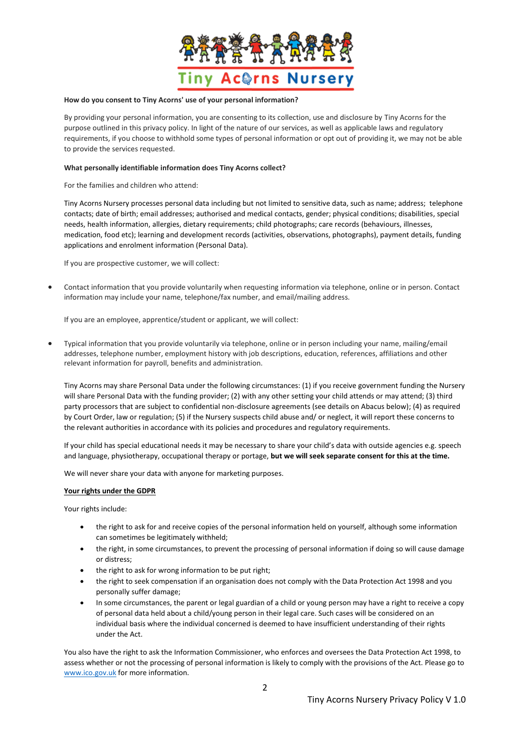**How do you consent to Tiny Acorns' use of your personal information?**

By providing your personal information, you are consenting to its collection, use and disclosure by Tiny Acorns for the purpose outlined in this privacy policy. In light of the nature of our services, as well as applicable laws and regulatory requirements, if you choose to withhold some types of personal information or opt out of providing it, we may not be able to provide the services requested.

**What personally identifiable information does Tiny Acorns collect?**

For the families and children who attend:

Tiny Acorns Nursery processes personal data including but not limited to sensitive data, such as name; address; telephone contacts; date of birth; email addresses; authorised and medical contacts, gender; physical conditions; disabilities, special needs, health information, allergies, dietary requirements; child photographs; care records (behaviours, illnesses, medication, food etc); learning and development records (activities, observations, photographs), payment details, funding applications and enrolment information (Personal Data).

If you are prospective customer, we will collect:

- Contact information that you provide voluntarily when requesting information via telephone, online or in person. Contact information may include your name, telephone/fax number, and email/mailing address.

If you are an employee, apprentice/student or applicant, we will collect:

- Typical information that you provide voluntarily via telephone, online or in person including your name, mailing/email addresses, telephone number, employment history with job descriptions, education, references, affiliations and other relevant information for payroll, benefits and administration.

Tiny Acorns may share Personal Data under the following circumstances: (1) if you receive government funding the Nursery will share Personal Data with the funding provider; (2) with any other setting your child attends or may attend; (3) third party processors that are subject to confidential non-disclosure agreements (see details on Abacus below); (4) as required by Court Order, law or regulation; (5) if the Nursery suspects child abuse and/ or neglect, it will report these concerns to the relevant authorities in accordance with its policies and procedures and regulatory requirements.

If your child has special educational needs it may be necessary to share your child's data with outside agencies e.g. speech and language, physiotherapy, occupational therapy or portage, **but we will seek separate consent for this at the time.**

We will never share your data with anyone for marketing purposes.

**Your rights under the GDPR**

Your rights include:

- the right to ask for and receive copies of the personal information held on yourself, although some information can sometimes be legitimately withheld;
- the right, in some circumstances, to prevent the processing of personal information if doing so will cause damage or distress;
- the right to ask for wrong information to be put right;
- the right to seek compensation if an organisation does not comply with the Data Protection Act 1998 and you personally suffer damage;
- In some circumstances, the parent or legal guardian of a child or young person may have a right to receive a copy of personal data held about a child/young person in their legal care. Such cases will be considered on an individual basis where the individual concerned is deemed to have insufficient understanding of their rights under the Act.

You also have the right to ask the Information Commissioner, who enforces and oversees the Data Protection Act 1998, to assess whether or not the processing of personal information is likely to comply with the provisions of the Act. Please go to www.ico.gov.uk for more information.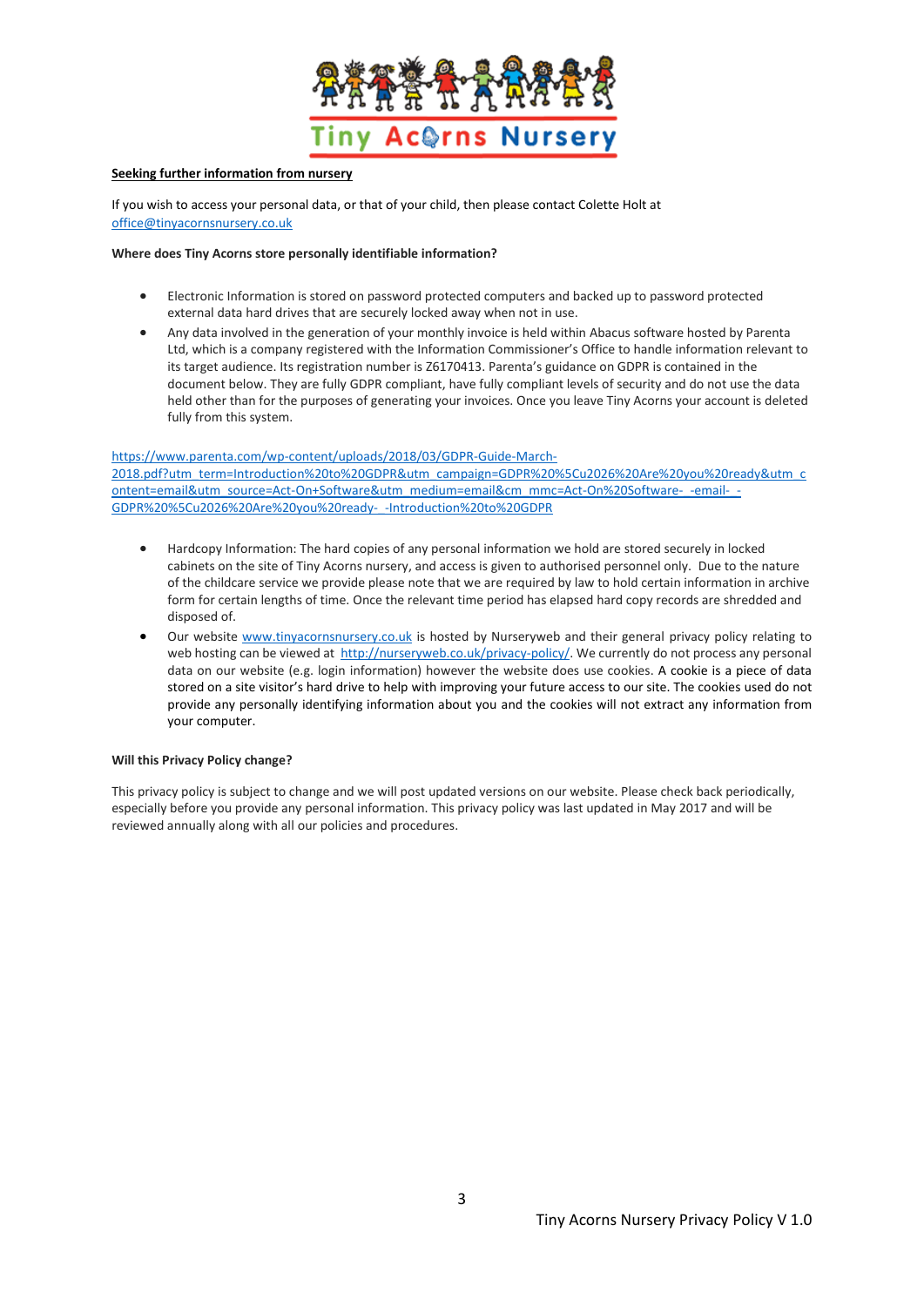**Seeking further information from nursery**

If you wish to access your personal data, or that of your child, then please contact Colette Holt at office@tinyacornsnursery.co.uk

**Where does Tiny Acorns store personally identifiable information?**

- Electronic Information is stored on password protected computers and backed up to password protected external data hard drives that are securely locked away when not in use.
- Any data involved in the generation of your monthly invoice is held within Abacus software hosted by Parenta Ltd, which is a company registered with the Information Commissioner's Office to handle information relevant to its target audience. Its registration number is Z6170413. Parenta's guidance on GDPR is contained in the document below. They are fully GDPR compliant, have fully compliant levels of security and do not use the data held other than for the purposes of generating your invoices. Once you leave Tiny Acorns your account is deleted fully from this system.

https://www.parenta.com/wp-content/uploads/2018/03/GDPR-Guide-March-2018.pdf?utm_term=Introduction%20to%20GDPR&utm_campaign=GDPR%20%5Cu2026%20Are%20you%20ready&utm_content=email&utm_source=Act-On+Software&utm_medium=email&cm_mmc=Act-On%20Software-_-email-_-GDPR%20%5Cu2026%20Are%20you%20ready-_-Introduction%20to%20GDPR

- Hardcopy Information: The hard copies of any personal information we hold are stored securely in locked cabinets on the site of Tiny Acorns nursery, and access is given to authorised personnel only. Due to the nature of the childcare service we provide please note that we are required by law to hold certain information in archive form for certain lengths of time. Once the relevant time period has elapsed hard copy records are shredded and disposed of.
- Our website www.tinyacornsnursery.co.uk is hosted by Nurseryweb and their general privacy policy relating to web hosting can be viewed at http://nurseryweb.co.uk/privacy-policy/. We currently do not process any personal data on our website (e.g. login information) however the website does use cookies. A cookie is a piece of data stored on a site visitor's hard drive to help with improving your future access to our site. The cookies used do not provide any personally identifying information about you and the cookies will not extract any information from your computer.

**Will this Privacy Policy change?**

This privacy policy is subject to change and we will post updated versions on our website. Please check back periodically, especially before you provide any personal information. This privacy policy was last updated in May 2017 and will be reviewed annually along with all our policies and procedures.